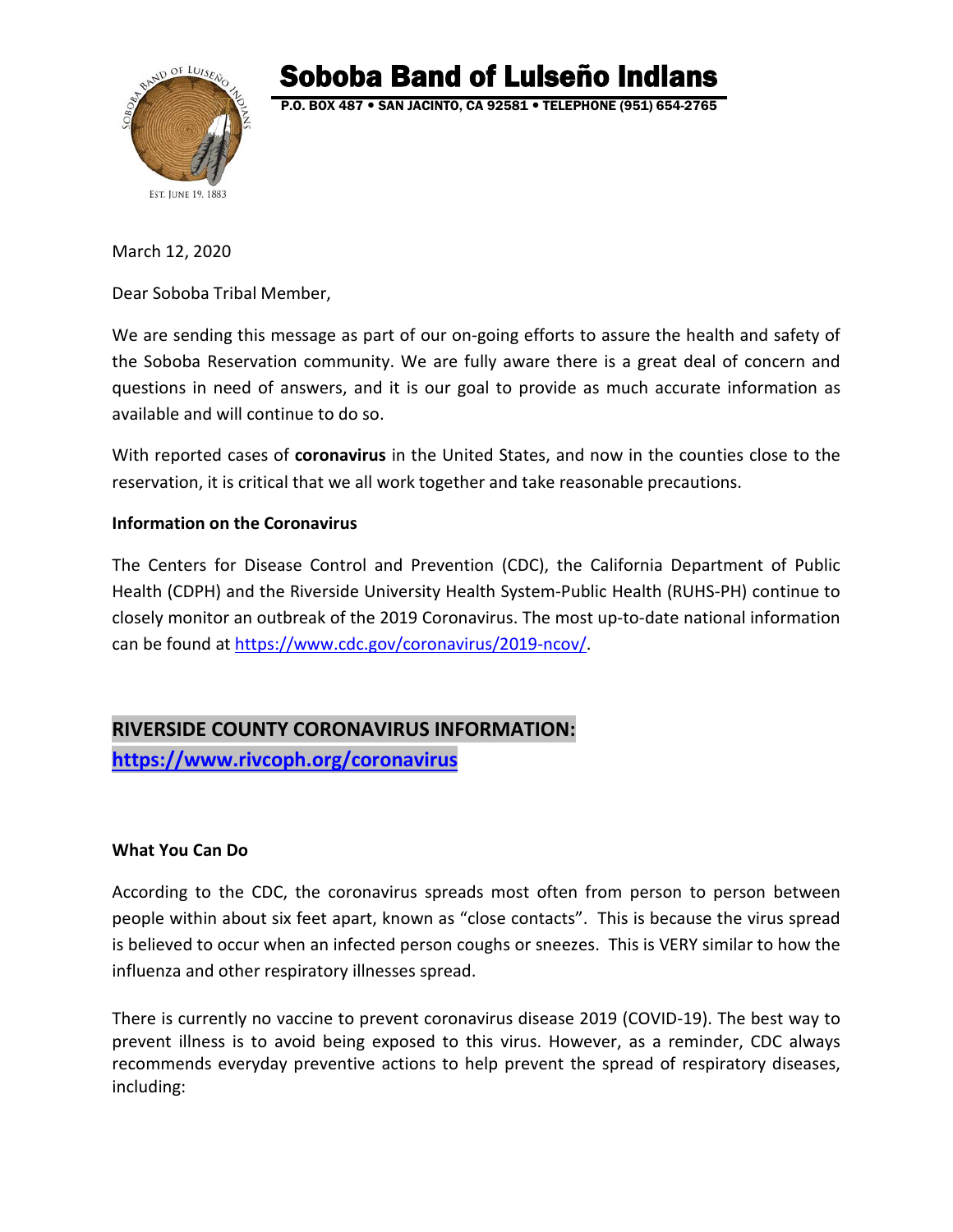# Soboba Band of Luiseño Indians

P.O. BOX 487 • SAN JACINTO, CA 92581 • TELEPHONE (951) 654-2765

EST. JUNE 19, 1883

March 12, 2020

Dear Soboba Tribal Member,

We are sending this message as part of our on-going efforts to assure the health and safety of the Soboba Reservation community. We are fully aware there is a great deal of concern and questions in need of answers, and it is our goal to provide as much accurate information as available and will continue to do so.

With reported cases of **coronavirus** in the United States, and now in the counties close to the reservation, it is critical that we all work together and take reasonable precautions.

**Information on the Coronavirus**

The Centers for Disease Control and Prevention (CDC), the California Department of Public Health (CDPH) and the Riverside University Health System-Public Health (RUHS-PH) continue to closely monitor an outbreak of the 2019 Coronavirus. The most up-to-date national information can be found at https://www.cdc.gov/coronavirus/2019-ncov/.

**RIVERSIDE COUNTY CORONAVIRUS INFORMATION:**
**https://www.rivcoph.org/coronavirus**

**What You Can Do**

According to the CDC, the coronavirus spreads most often from person to person between people within about six feet apart, known as "close contacts". This is because the virus spread is believed to occur when an infected person coughs or sneezes. This is VERY similar to how the influenza and other respiratory illnesses spread.

There is currently no vaccine to prevent coronavirus disease 2019 (COVID-19). The best way to prevent illness is to avoid being exposed to this virus. However, as a reminder, CDC always recommends everyday preventive actions to help prevent the spread of respiratory diseases, including: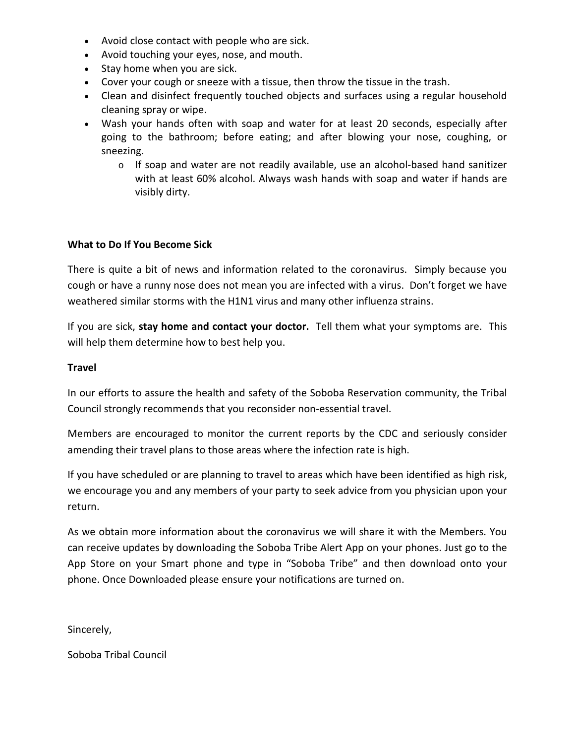- Avoid close contact with people who are sick.
- Avoid touching your eyes, nose, and mouth.
- Stay home when you are sick.
- Cover your cough or sneeze with a tissue, then throw the tissue in the trash.
- Clean and disinfect frequently touched objects and surfaces using a regular household cleaning spray or wipe.
- Wash your hands often with soap and water for at least 20 seconds, especially after going to the bathroom; before eating; and after blowing your nose, coughing, or sneezing.
    - If soap and water are not readily available, use an alcohol-based hand sanitizer with at least 60% alcohol. Always wash hands with soap and water if hands are visibly dirty.

**What to Do If You Become Sick**

There is quite a bit of news and information related to the coronavirus. Simply because you cough or have a runny nose does not mean you are infected with a virus. Don't forget we have weathered similar storms with the H1N1 virus and many other influenza strains.

If you are sick, **stay home and contact your doctor.** Tell them what your symptoms are. This will help them determine how to best help you.

**Travel**

In our efforts to assure the health and safety of the Soboba Reservation community, the Tribal Council strongly recommends that you reconsider non-essential travel.

Members are encouraged to monitor the current reports by the CDC and seriously consider amending their travel plans to those areas where the infection rate is high.

If you have scheduled or are planning to travel to areas which have been identified as high risk, we encourage you and any members of your party to seek advice from you physician upon your return.

As we obtain more information about the coronavirus we will share it with the Members. You can receive updates by downloading the Soboba Tribe Alert App on your phones. Just go to the App Store on your Smart phone and type in "Soboba Tribe" and then download onto your phone. Once Downloaded please ensure your notifications are turned on.

Sincerely,

Soboba Tribal Council